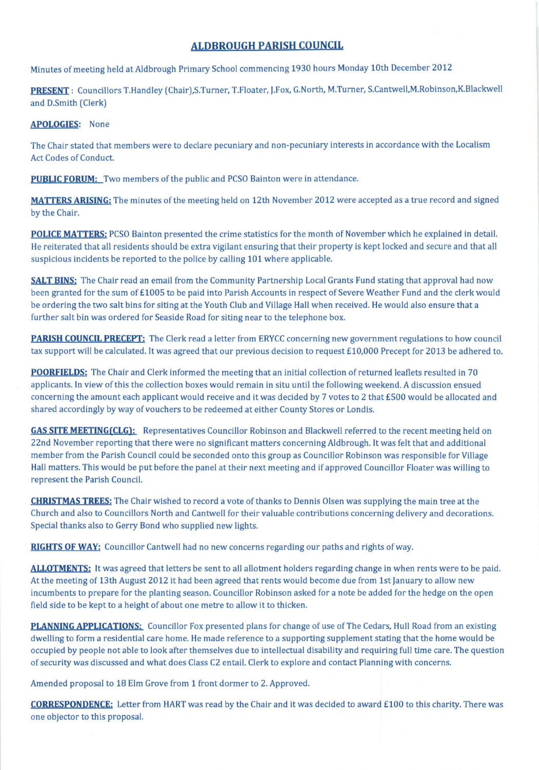# ALDBROUGH PARISH COUNCIL

Minutes of meeting held at Aldbrough Primary School commencing 1930 hours Monday 10th December 2012

**PRESENT** : Councillors T.Handley (Chair),S.Turner, T.Floater, J.Fox, G.North, M.Turner, S.Cantwell,M.Robinson,K.Blackwell and D.Smith (Clerk)

**APOLOGIES:** None

The Chair stated that members were to declare pecuniary and non-pecuniary interests in accordance with the Localism Act Codes of Conduct.

**PUBLIC FORUM:** Two members of the public and PCSO Bainton were in attendance.

**MATTERS ARISING:** The minutes of the meeting held on 12th November 2012 were accepted as a true record and signed by the Chair.

**POLICE MATTERS:** PCSO Bainton presented the crime statistics for the month of November which he explained in detail. He reiterated that all residents should be extra vigilant ensuring that their property is kept locked and secure and that all suspicious incidents be reported to the police by calling 101 where applicable.

**SALT BINS:** The Chair read an email from the Community Partnership Local Grants Fund stating that approval had now been granted for the sum of £1005 to be paid into Parish Accounts in respect of Severe Weather Fund and the clerk would be ordering the two salt bins for siting at the Youth Club and Village Hall when received. He would also ensure that a further salt bin was ordered for Seaside Road for siting near to the telephone box.

**PARISH COUNCIL PRECEPT:** The Clerk read a letter from ERYCC concerning new government regulations to how council tax support will be calculated. It was agreed that our previous decision to request £10,000 Precept for 2013 be adhered to.

**POORFIELDS:** The Chair and Clerk informed the meeting that an initial collection of returned leaflets resulted in 70 applicants. In view of this the collection boxes would remain in situ until the following weekend. A discussion ensued concerning the amount each applicant would receive and it was decided by 7 votes to 2 that £500 would be allocated and shared accordingly by way of vouchers to be redeemed at either County Stores or Londis.

**GAS SITE MEETING(CLG):** Representatives Councillor Robinson and Blackwell referred to the recent meeting held on 22nd November reporting that there were no significant matters concerning Aldbrough. It was felt that and additional member from the Parish Council could be seconded onto this group as Councillor Robinson was responsible for Village Hall matters. This would be put before the panel at their next meeting and if approved Councillor Floater was willing to represent the Parish Council.

**CHRISTMAS TREES:** The Chair wished to record a vote of thanks to Dennis Olsen was supplying the main tree at the Church and also to Councillors North and Cantwell for their valuable contributions concerning delivery and decorations. Special thanks also to Gerry Bond who supplied new lights.

**RIGHTS OF WAY:** Councillor Cantwell had no new concerns regarding our paths and rights of way.

**ALLOTMENTS:** It was agreed that letters be sent to all allotment holders regarding change in when rents were to be paid. At the meeting of 13th August 2012 it had been agreed that rents would become due from 1st January to allow new incumbents to prepare for the planting season. Councillor Robinson asked for a note be added for the hedge on the open field side to be kept to a height of about one metre to allow it to thicken.

**PLANNING APPLICATIONS:** Councillor Fox presented plans for change of use of The Cedars, Hull Road from an existing dwelling to form a residential care home. He made reference to a supporting supplement stating that the home would be occupied by people not able to look after themselves due to intellectual disability and requiring full time care. The question of security was discussed and what does Class C2 entail. Clerk to explore and contact Planning with concerns.

Amended proposal to 18 Elm Grove from 1 front dormer to 2. Approved.

**CORRESPONDENCE:** Letter from HART was read by the Chair and it was decided to award £100 to this charity. There was one objector to this proposal.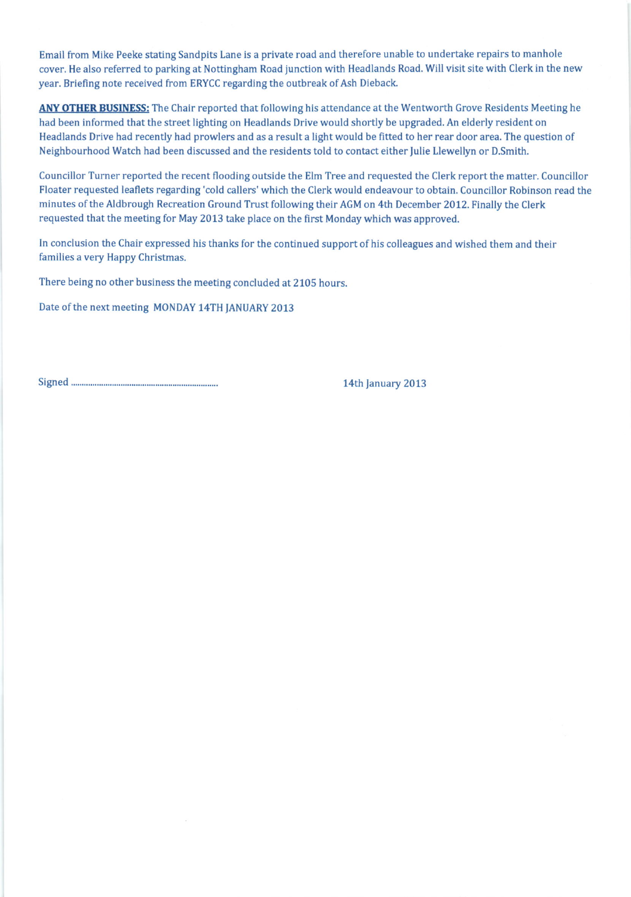Email from Mike Peeke stating Sandpits Lane is a private road and therefore unable to undertake repairs to manhole cover. He also referred to parking at Nottingham Road junction with Headlands Road. Will visit site with Clerk in the new year. Briefing note received from ERYCC regarding the outbreak of Ash Dieback.

**ANY OTHER BUSINESS:** The Chair reported that following his attendance at the Wentworth Grove Residents Meeting he had been informed that the street lighting on Headlands Drive would shortly be upgraded. An elderly resident on Headlands Drive had recently had prowlers and as a result a light would be fitted to her rear door area. The question of Neighbourhood Watch had been discussed and the residents told to contact either Julie Llewellyn or D.Smith.

Councillor Turner reported the recent flooding outside the Elm Tree and requested the Clerk report the matter. Councillor Floater requested leaflets regarding 'cold callers' which the Clerk would endeavour to obtain. Councillor Robinson read the minutes of the Aldbrough Recreation Ground Trust following their AGM on 4th December 2012. Finally the Clerk requested that the meeting for May 2013 take place on the first Monday which was approved.

In conclusion the Chair expressed his thanks for the continued support of his colleagues and wished them and their families a very Happy Christmas.

There being no other business the meeting concluded at 2105 hours.

Date of the next meeting MONDAY 14TH JANUARY 2013

Signed ...................................................................... 14th January 2013